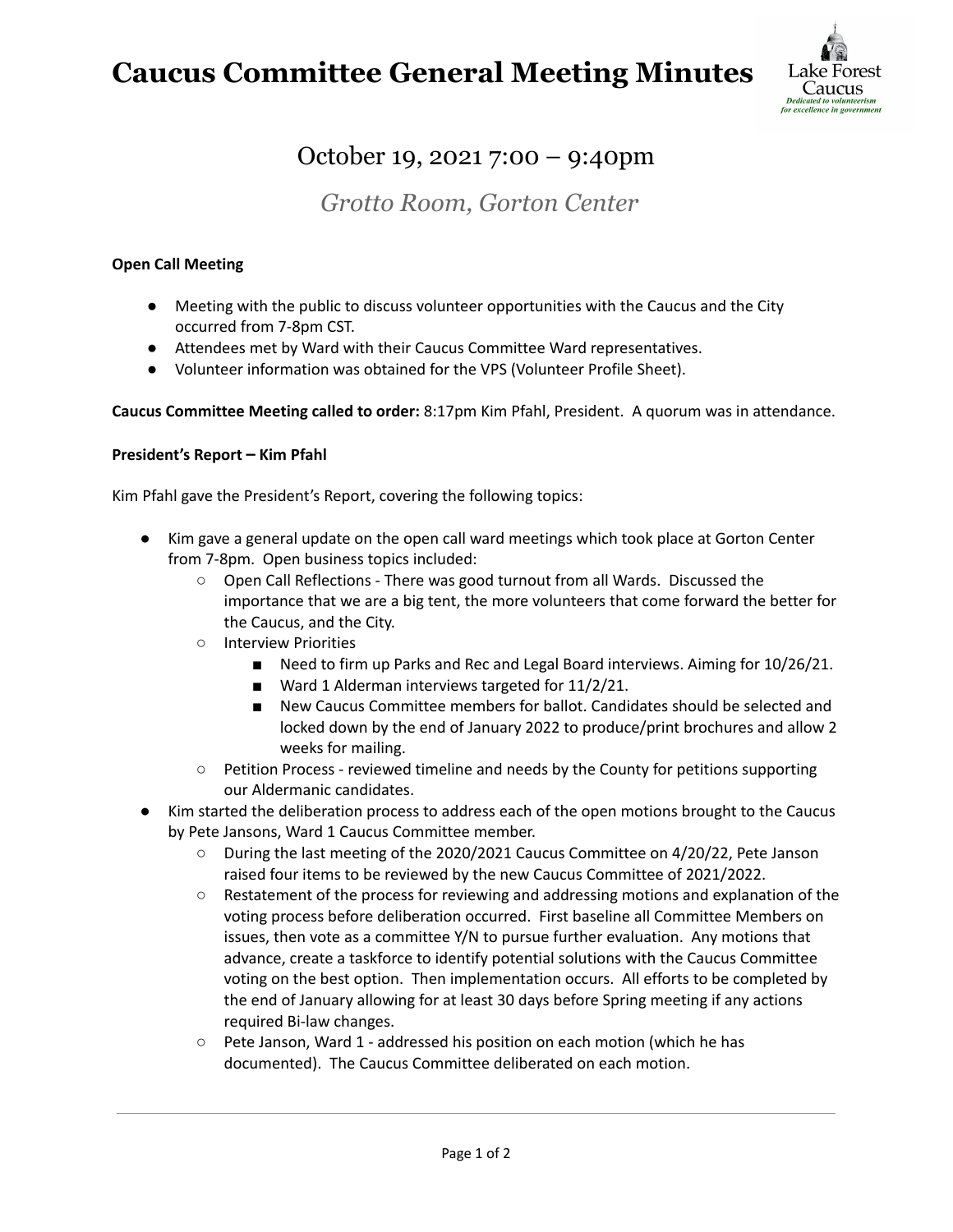# Caucus Committee General Meeting Minutes

Lake Forest Caucus
*Dedicated to volunteerism for excellence in government*

## October 19, 2021 7:00 – 9:40pm

### *Grotto Room, Gorton Center*

**Open Call Meeting**

- Meeting with the public to discuss volunteer opportunities with the Caucus and the City occurred from 7-8pm CST.
- Attendees met by Ward with their Caucus Committee Ward representatives.
- Volunteer information was obtained for the VPS (Volunteer Profile Sheet).

**Caucus Committee Meeting called to order:** 8:17pm Kim Pfahl, President. A quorum was in attendance.

**President's Report – Kim Pfahl**

Kim Pfahl gave the President's Report, covering the following topics:

- Kim gave a general update on the open call ward meetings which took place at Gorton Center from 7-8pm. Open business topics included:
  - Open Call Reflections - There was good turnout from all Wards. Discussed the importance that we are a big tent, the more volunteers that come forward the better for the Caucus, and the City.
  - Interview Priorities
    - Need to firm up Parks and Rec and Legal Board interviews. Aiming for 10/26/21.
    - Ward 1 Alderman interviews targeted for 11/2/21.
    - New Caucus Committee members for ballot. Candidates should be selected and locked down by the end of January 2022 to produce/print brochures and allow 2 weeks for mailing.
  - Petition Process - reviewed timeline and needs by the County for petitions supporting our Aldermanic candidates.
- Kim started the deliberation process to address each of the open motions brought to the Caucus by Pete Jansons, Ward 1 Caucus Committee member.
  - During the last meeting of the 2020/2021 Caucus Committee on 4/20/22, Pete Janson raised four items to be reviewed by the new Caucus Committee of 2021/2022.
  - Restatement of the process for reviewing and addressing motions and explanation of the voting process before deliberation occurred. First baseline all Committee Members on issues, then vote as a committee Y/N to pursue further evaluation. Any motions that advance, create a taskforce to identify potential solutions with the Caucus Committee voting on the best option. Then implementation occurs. All efforts to be completed by the end of January allowing for at least 30 days before Spring meeting if any actions required Bi-law changes.
  - Pete Janson, Ward 1 - addressed his position on each motion (which he has documented). The Caucus Committee deliberated on each motion.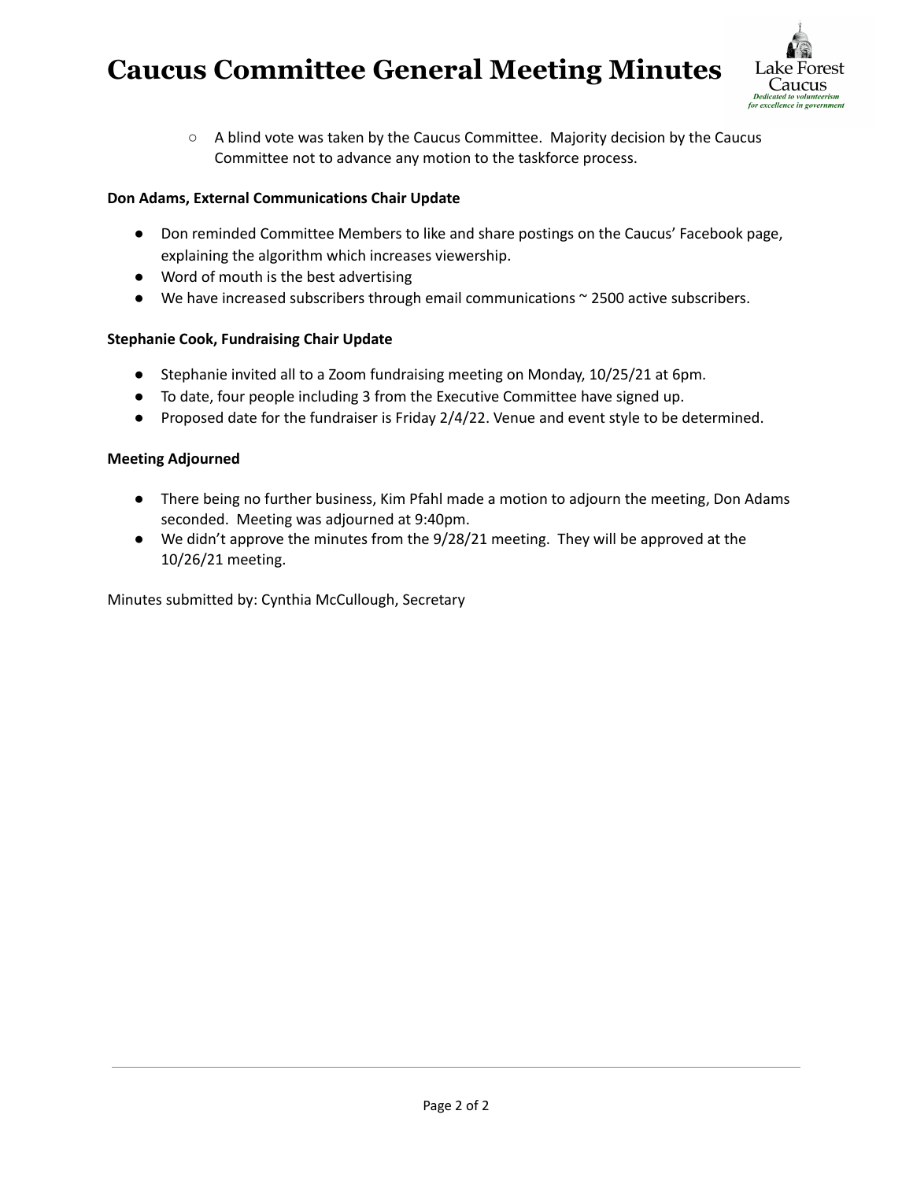- A blind vote was taken by the Caucus Committee. Majority decision by the Caucus Committee not to advance any motion to the taskforce process.

**Don Adams, External Communications Chair Update**

- Don reminded Committee Members to like and share postings on the Caucus' Facebook page, explaining the algorithm which increases viewership.
- Word of mouth is the best advertising
- We have increased subscribers through email communications ~ 2500 active subscribers.

**Stephanie Cook, Fundraising Chair Update**

- Stephanie invited all to a Zoom fundraising meeting on Monday, 10/25/21 at 6pm.
- To date, four people including 3 from the Executive Committee have signed up.
- Proposed date for the fundraiser is Friday 2/4/22. Venue and event style to be determined.

**Meeting Adjourned**

- There being no further business, Kim Pfahl made a motion to adjourn the meeting, Don Adams seconded. Meeting was adjourned at 9:40pm.
- We didn't approve the minutes from the 9/28/21 meeting. They will be approved at the 10/26/21 meeting.

Minutes submitted by: Cynthia McCullough, Secretary